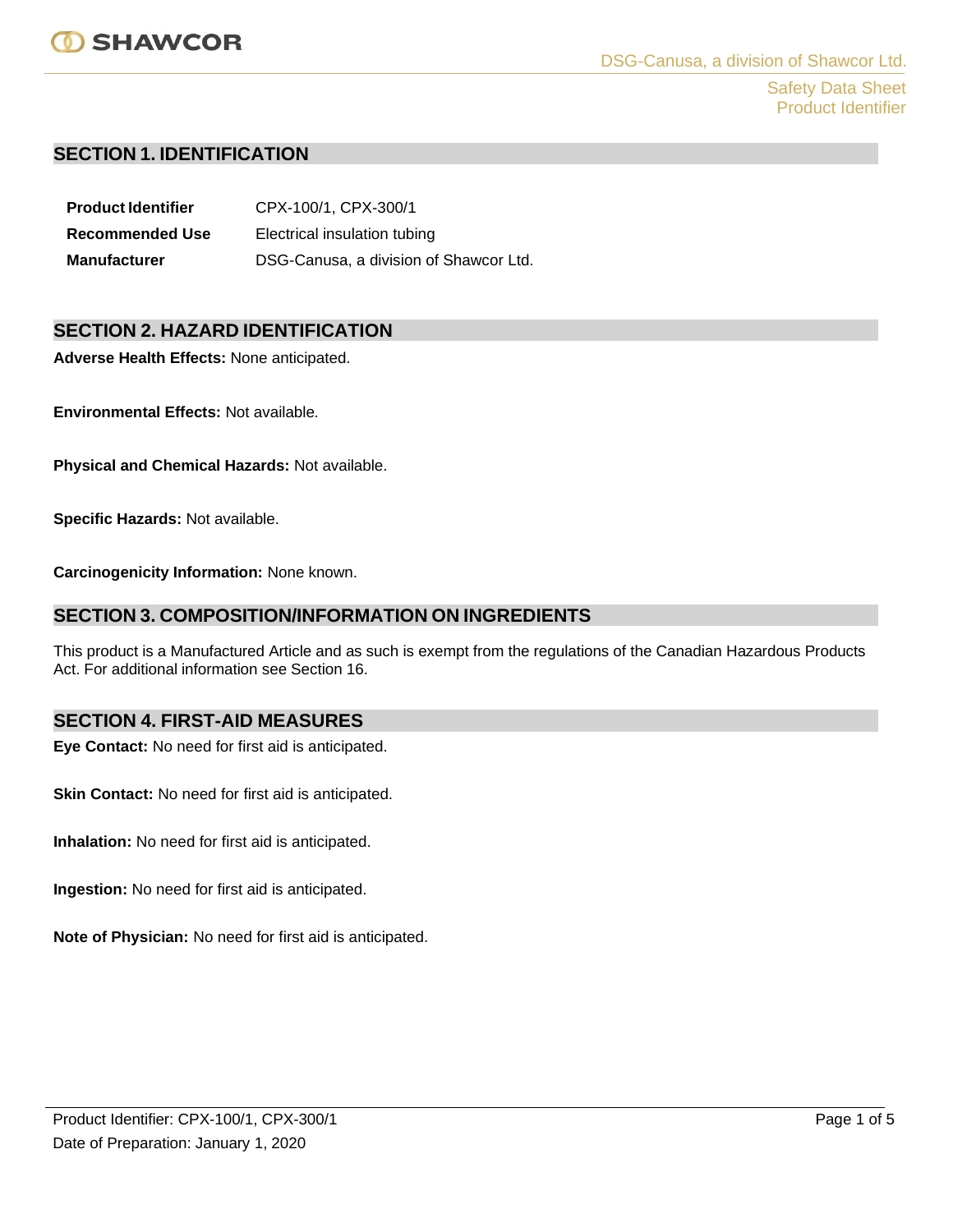## SECTION 1. IDENTIFICATION

| | |
|---|---|
| **Product Identifier** | CPX-100/1, CPX-300/1 |
| **Recommended Use** | Electrical insulation tubing |
| **Manufacturer** | DSG-Canusa, a division of Shawcor Ltd. |

## SECTION 2. HAZARD IDENTIFICATION

**Adverse Health Effects:** None anticipated.

**Environmental Effects:** Not available.

**Physical and Chemical Hazards:** Not available.

**Specific Hazards:** Not available.

**Carcinogenicity Information:** None known.

## SECTION 3. COMPOSITION/INFORMATION ON INGREDIENTS

This product is a Manufactured Article and as such is exempt from the regulations of the Canadian Hazardous Products Act. For additional information see Section 16.

## SECTION 4. FIRST-AID MEASURES

**Eye Contact:** No need for first aid is anticipated.

**Skin Contact:** No need for first aid is anticipated.

**Inhalation:** No need for first aid is anticipated.

**Ingestion:** No need for first aid is anticipated.

**Note of Physician:** No need for first aid is anticipated.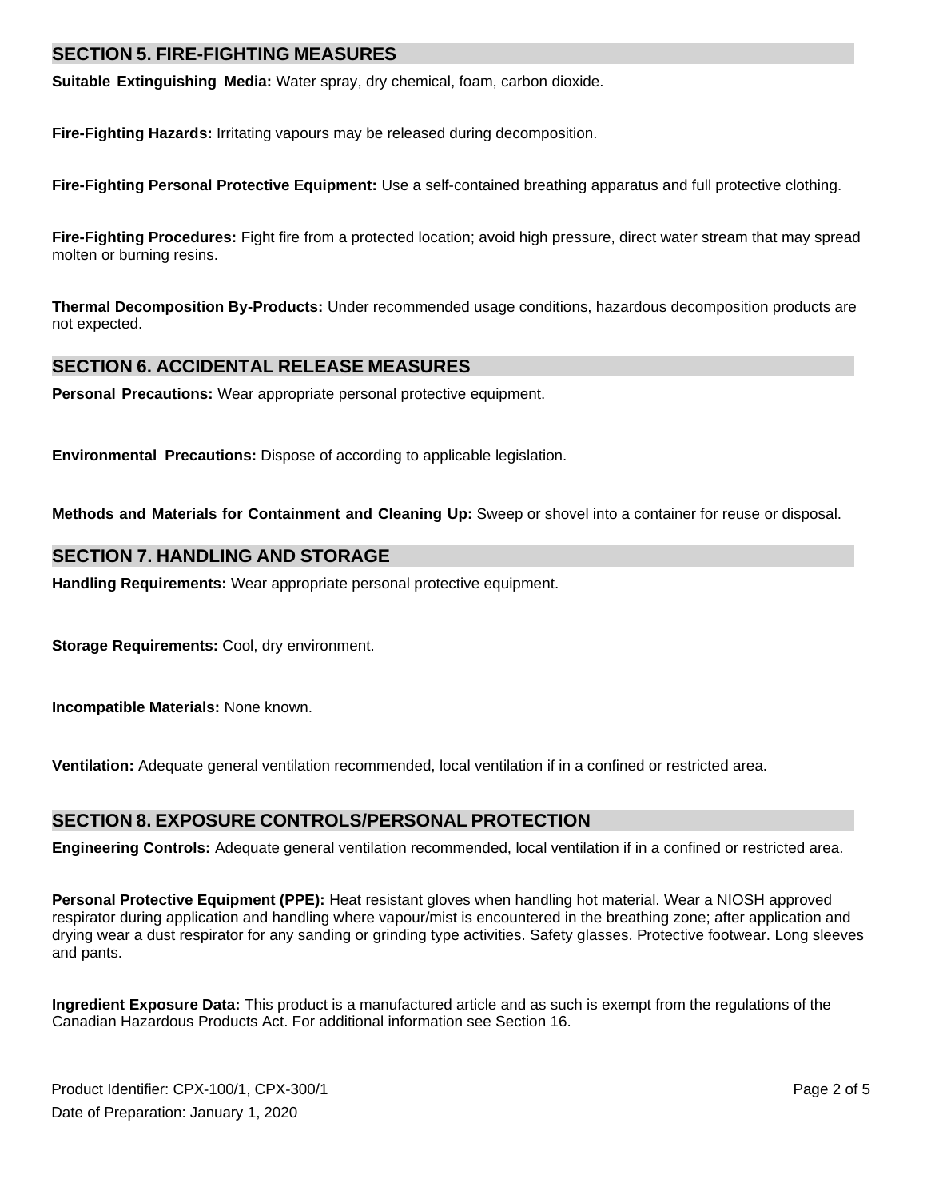## SECTION 5. FIRE-FIGHTING MEASURES

**Suitable Extinguishing Media:** Water spray, dry chemical, foam, carbon dioxide.

**Fire-Fighting Hazards:** Irritating vapours may be released during decomposition.

**Fire-Fighting Personal Protective Equipment:** Use a self-contained breathing apparatus and full protective clothing.

**Fire-Fighting Procedures:** Fight fire from a protected location; avoid high pressure, direct water stream that may spread molten or burning resins.

**Thermal Decomposition By-Products:** Under recommended usage conditions, hazardous decomposition products are not expected.

## SECTION 6. ACCIDENTAL RELEASE MEASURES

**Personal Precautions:** Wear appropriate personal protective equipment.

**Environmental Precautions:** Dispose of according to applicable legislation.

**Methods and Materials for Containment and Cleaning Up:** Sweep or shovel into a container for reuse or disposal.

## SECTION 7. HANDLING AND STORAGE

**Handling Requirements:** Wear appropriate personal protective equipment.

**Storage Requirements:** Cool, dry environment.

**Incompatible Materials:** None known.

**Ventilation:** Adequate general ventilation recommended, local ventilation if in a confined or restricted area.

## SECTION 8. EXPOSURE CONTROLS/PERSONAL PROTECTION

**Engineering Controls:** Adequate general ventilation recommended, local ventilation if in a confined or restricted area.

**Personal Protective Equipment (PPE):** Heat resistant gloves when handling hot material. Wear a NIOSH approved respirator during application and handling where vapour/mist is encountered in the breathing zone; after application and drying wear a dust respirator for any sanding or grinding type activities. Safety glasses. Protective footwear. Long sleeves and pants.

**Ingredient Exposure Data:** This product is a manufactured article and as such is exempt from the regulations of the Canadian Hazardous Products Act. For additional information see Section 16.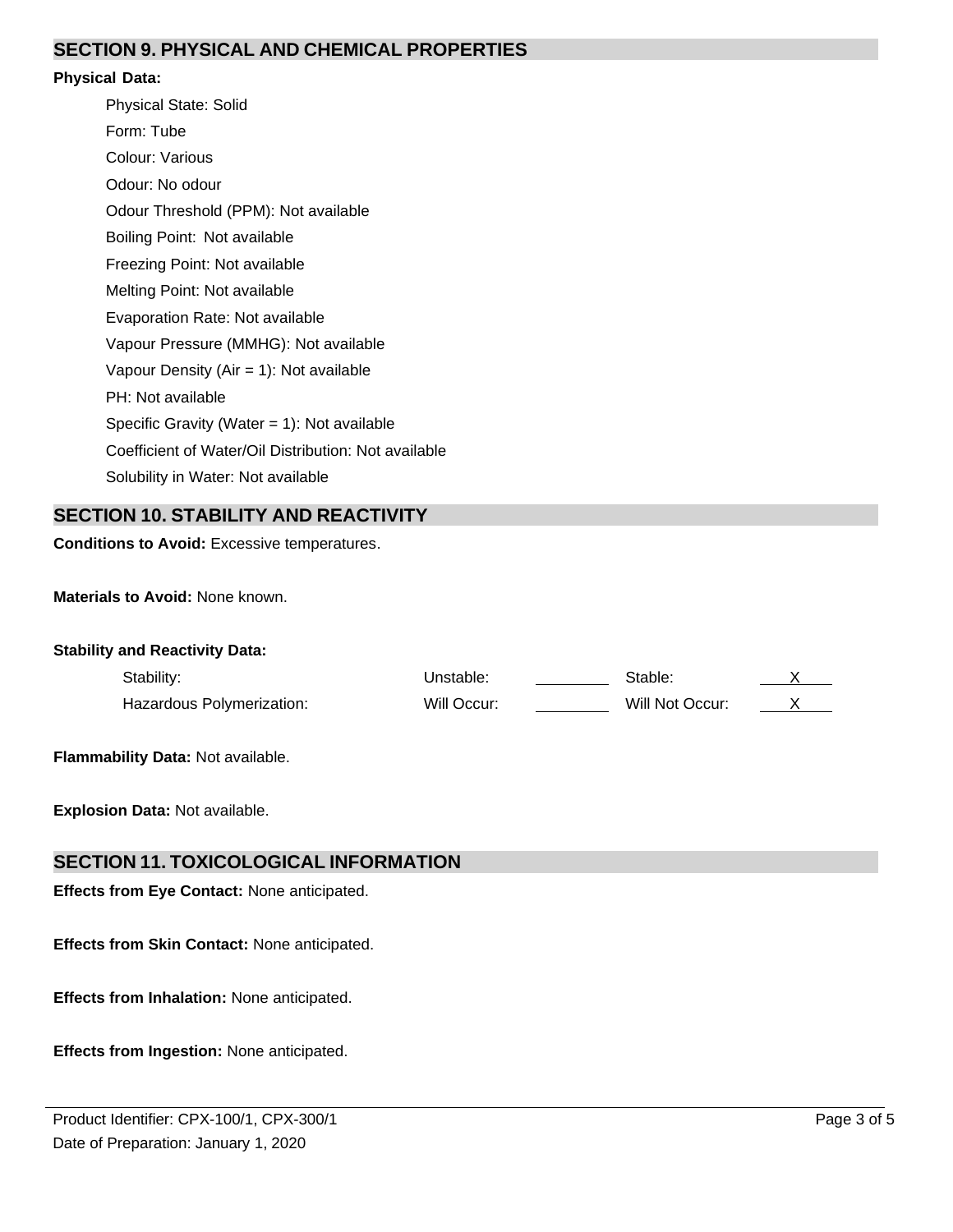## SECTION 9. PHYSICAL AND CHEMICAL PROPERTIES

**Physical Data:**

Physical State: Solid

Form: Tube

Colour: Various

Odour: No odour

Odour Threshold (PPM): Not available

Boiling Point: Not available

Freezing Point: Not available

Melting Point: Not available

Evaporation Rate: Not available

Vapour Pressure (MMHG): Not available

Vapour Density (Air = 1): Not available

PH: Not available

Specific Gravity (Water = 1): Not available

Coefficient of Water/Oil Distribution: Not available

Solubility in Water: Not available

## SECTION 10. STABILITY AND REACTIVITY

**Conditions to Avoid:** Excessive temperatures.

**Materials to Avoid:** None known.

**Stability and Reactivity Data:**

| | | | | |
|---|---|---|---|---|
| Stability: | Unstable: | | Stable: | X |
| Hazardous Polymerization: | Will Occur: | | Will Not Occur: | X |

**Flammability Data:** Not available.

**Explosion Data:** Not available.

## SECTION 11. TOXICOLOGICAL INFORMATION

**Effects from Eye Contact:** None anticipated.

**Effects from Skin Contact:** None anticipated.

**Effects from Inhalation:** None anticipated.

**Effects from Ingestion:** None anticipated.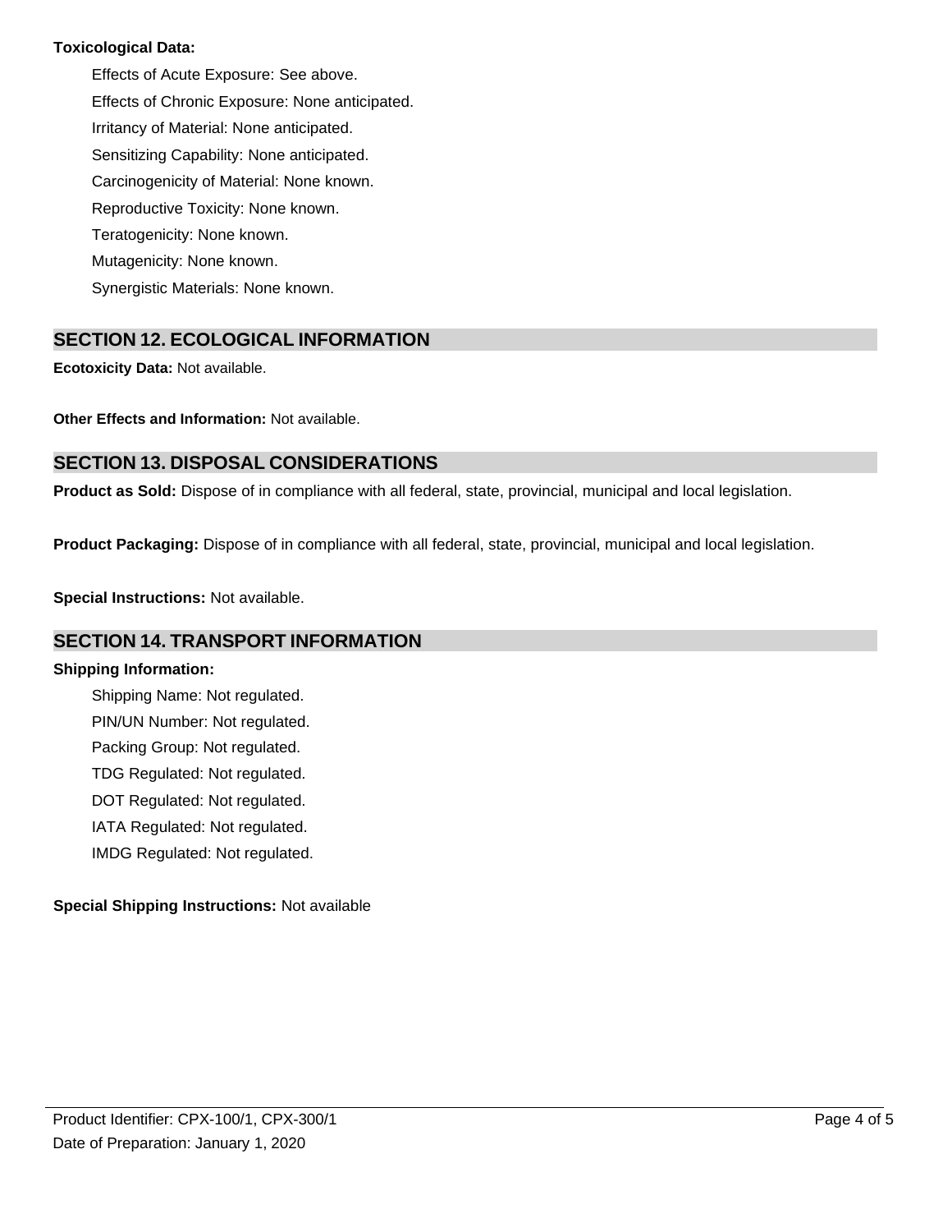**Toxicological Data:**

Effects of Acute Exposure: See above.

Effects of Chronic Exposure: None anticipated.

Irritancy of Material: None anticipated.

Sensitizing Capability: None anticipated.

Carcinogenicity of Material: None known.

Reproductive Toxicity: None known.

Teratogenicity: None known.

Mutagenicity: None known.

Synergistic Materials: None known.

## SECTION 12. ECOLOGICAL INFORMATION

**Ecotoxicity Data:** Not available.

**Other Effects and Information:** Not available.

## SECTION 13. DISPOSAL CONSIDERATIONS

**Product as Sold:** Dispose of in compliance with all federal, state, provincial, municipal and local legislation.

**Product Packaging:** Dispose of in compliance with all federal, state, provincial, municipal and local legislation.

**Special Instructions:** Not available.

## SECTION 14. TRANSPORT INFORMATION

**Shipping Information:**

Shipping Name: Not regulated.

PIN/UN Number: Not regulated.

Packing Group: Not regulated.

TDG Regulated: Not regulated.

DOT Regulated: Not regulated.

IATA Regulated: Not regulated.

IMDG Regulated: Not regulated.

**Special Shipping Instructions:** Not available

Product Identifier: CPX-100/1, CPX-300/1

Date of Preparation: January 1, 2020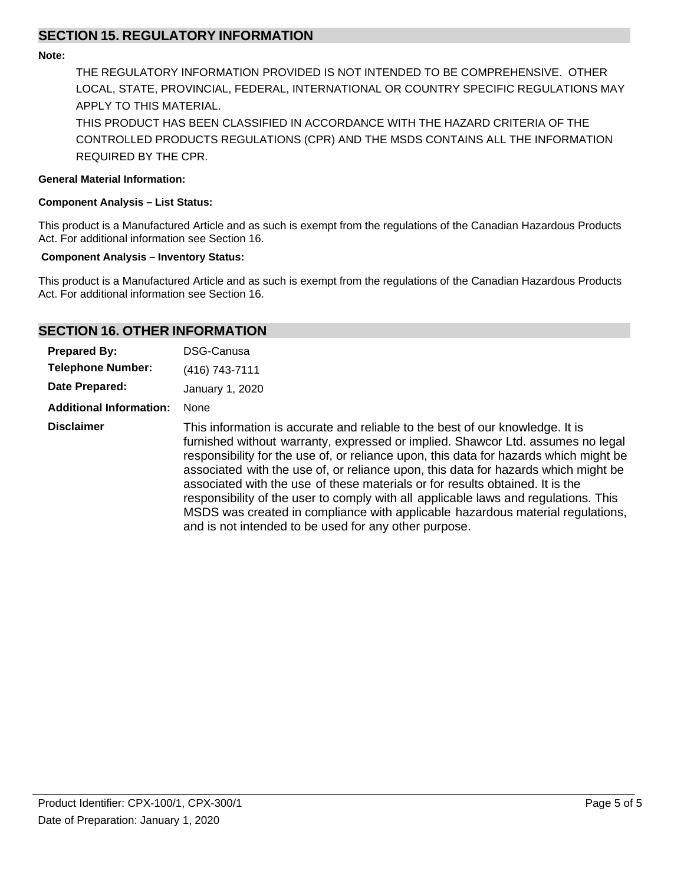## SECTION 15. REGULATORY INFORMATION

**Note:**

THE REGULATORY INFORMATION PROVIDED IS NOT INTENDED TO BE COMPREHENSIVE. OTHER LOCAL, STATE, PROVINCIAL, FEDERAL, INTERNATIONAL OR COUNTRY SPECIFIC REGULATIONS MAY APPLY TO THIS MATERIAL.

THIS PRODUCT HAS BEEN CLASSIFIED IN ACCORDANCE WITH THE HAZARD CRITERIA OF THE CONTROLLED PRODUCTS REGULATIONS (CPR) AND THE MSDS CONTAINS ALL THE INFORMATION REQUIRED BY THE CPR.

**General Material Information:**

**Component Analysis – List Status:**

This product is a Manufactured Article and as such is exempt from the regulations of the Canadian Hazardous Products Act. For additional information see Section 16.

**Component Analysis – Inventory Status:**

This product is a Manufactured Article and as such is exempt from the regulations of the Canadian Hazardous Products Act. For additional information see Section 16.

## SECTION 16. OTHER INFORMATION

| | |
|---|---|
| **Prepared By:** | DSG-Canusa |
| **Telephone Number:** | (416) 743-7111 |
| **Date Prepared:** | January 1, 2020 |
| **Additional Information:** | None |
| **Disclaimer** | This information is accurate and reliable to the best of our knowledge. It is furnished without warranty, expressed or implied. Shawcor Ltd. assumes no legal responsibility for the use of, or reliance upon, this data for hazards which might be associated with the use of, or reliance upon, this data for hazards which might be associated with the use of these materials or for results obtained. It is the responsibility of the user to comply with all applicable laws and regulations. This MSDS was created in compliance with applicable hazardous material regulations, and is not intended to be used for any other purpose. |